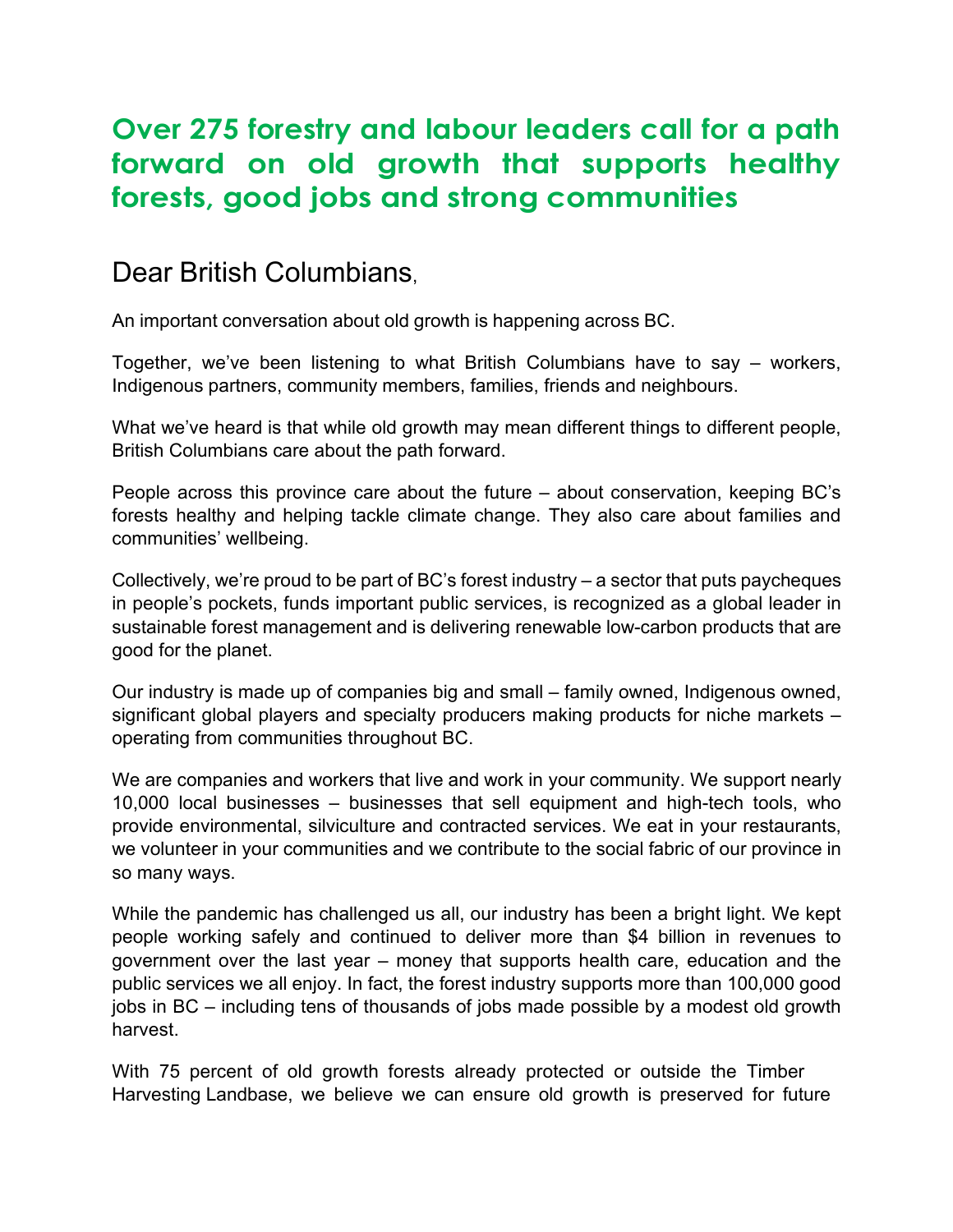# Over 275 forestry and labour leaders call for a path forward on old growth that supports healthy forests, good jobs and strong communities

## Dear British Columbians,

An important conversation about old growth is happening across BC.

Together, we've been listening to what British Columbians have to say – workers, Indigenous partners, community members, families, friends and neighbours.

What we've heard is that while old growth may mean different things to different people, British Columbians care about the path forward.

People across this province care about the future – about conservation, keeping BC's forests healthy and helping tackle climate change. They also care about families and communities' wellbeing.

Collectively, we're proud to be part of BC's forest industry – a sector that puts paycheques in people's pockets, funds important public services, is recognized as a global leader in sustainable forest management and is delivering renewable low-carbon products that are good for the planet.

Our industry is made up of companies big and small – family owned, Indigenous owned, significant global players and specialty producers making products for niche markets – operating from communities throughout BC.

We are companies and workers that live and work in your community. We support nearly 10,000 local businesses – businesses that sell equipment and high-tech tools, who provide environmental, silviculture and contracted services. We eat in your restaurants, we volunteer in your communities and we contribute to the social fabric of our province in so many ways.

While the pandemic has challenged us all, our industry has been a bright light. We kept people working safely and continued to deliver more than $4 billion in revenues to government over the last year – money that supports health care, education and the public services we all enjoy. In fact, the forest industry supports more than 100,000 good jobs in BC – including tens of thousands of jobs made possible by a modest old growth harvest.

With 75 percent of old growth forests already protected or outside the Timber Harvesting Landbase, we believe we can ensure old growth is preserved for future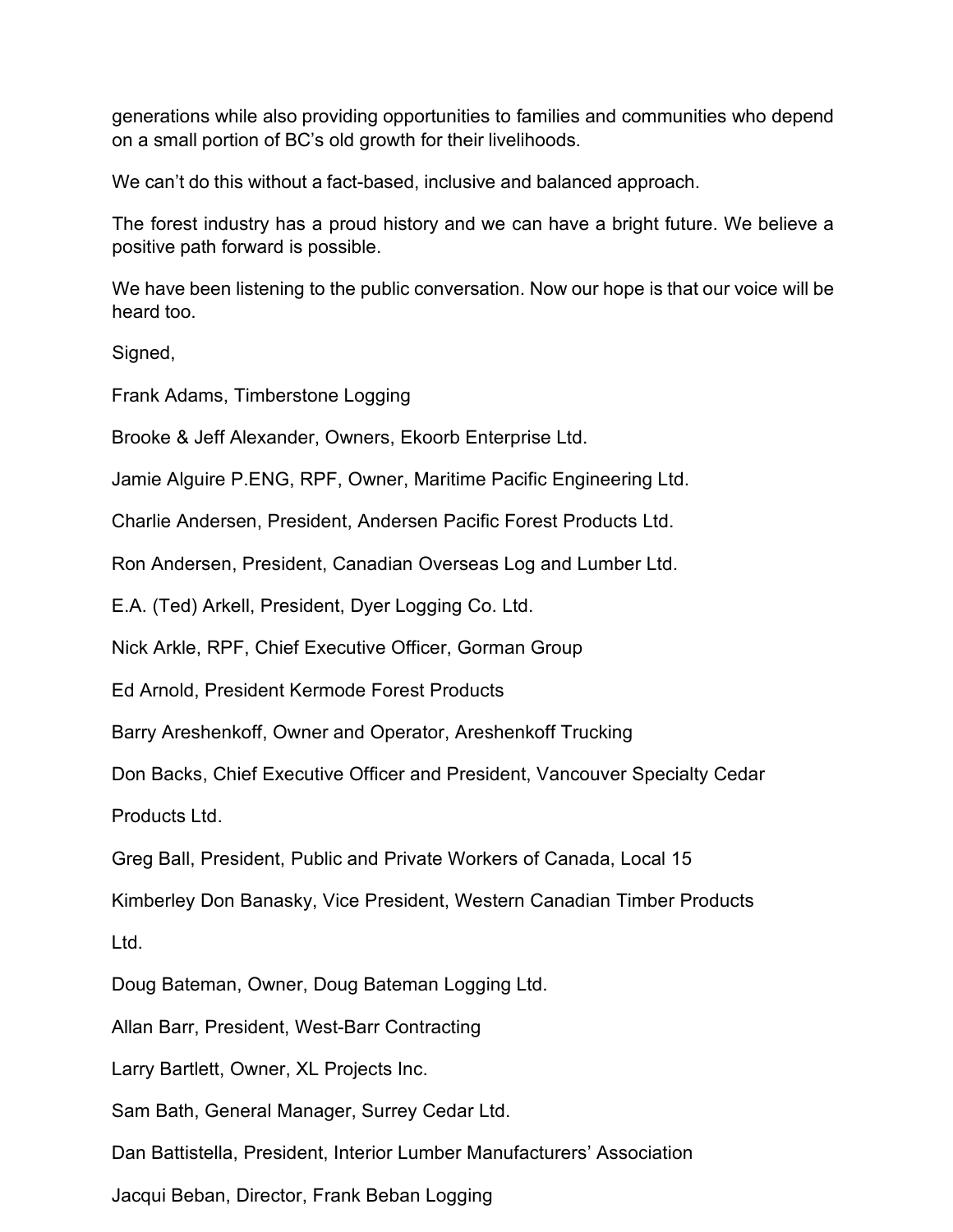generations while also providing opportunities to families and communities who depend on a small portion of BC's old growth for their livelihoods.

We can't do this without a fact-based, inclusive and balanced approach.

The forest industry has a proud history and we can have a bright future. We believe a positive path forward is possible.

We have been listening to the public conversation. Now our hope is that our voice will be heard too.

Signed,

Frank Adams, Timberstone Logging

Brooke & Jeff Alexander, Owners, Ekoorb Enterprise Ltd.

Jamie Alguire P.ENG, RPF, Owner, Maritime Pacific Engineering Ltd.

Charlie Andersen, President, Andersen Pacific Forest Products Ltd.

Ron Andersen, President, Canadian Overseas Log and Lumber Ltd.

E.A. (Ted) Arkell, President, Dyer Logging Co. Ltd.

Nick Arkle, RPF, Chief Executive Officer, Gorman Group

Ed Arnold, President Kermode Forest Products

Barry Areshenkoff, Owner and Operator, Areshenkoff Trucking

Don Backs, Chief Executive Officer and President, Vancouver Specialty Cedar Products Ltd.

Greg Ball, President, Public and Private Workers of Canada, Local 15

Kimberley Don Banasky, Vice President, Western Canadian Timber Products Ltd.

Doug Bateman, Owner, Doug Bateman Logging Ltd.

Allan Barr, President, West-Barr Contracting

Larry Bartlett, Owner, XL Projects Inc.

Sam Bath, General Manager, Surrey Cedar Ltd.

Dan Battistella, President, Interior Lumber Manufacturers' Association

Jacqui Beban, Director, Frank Beban Logging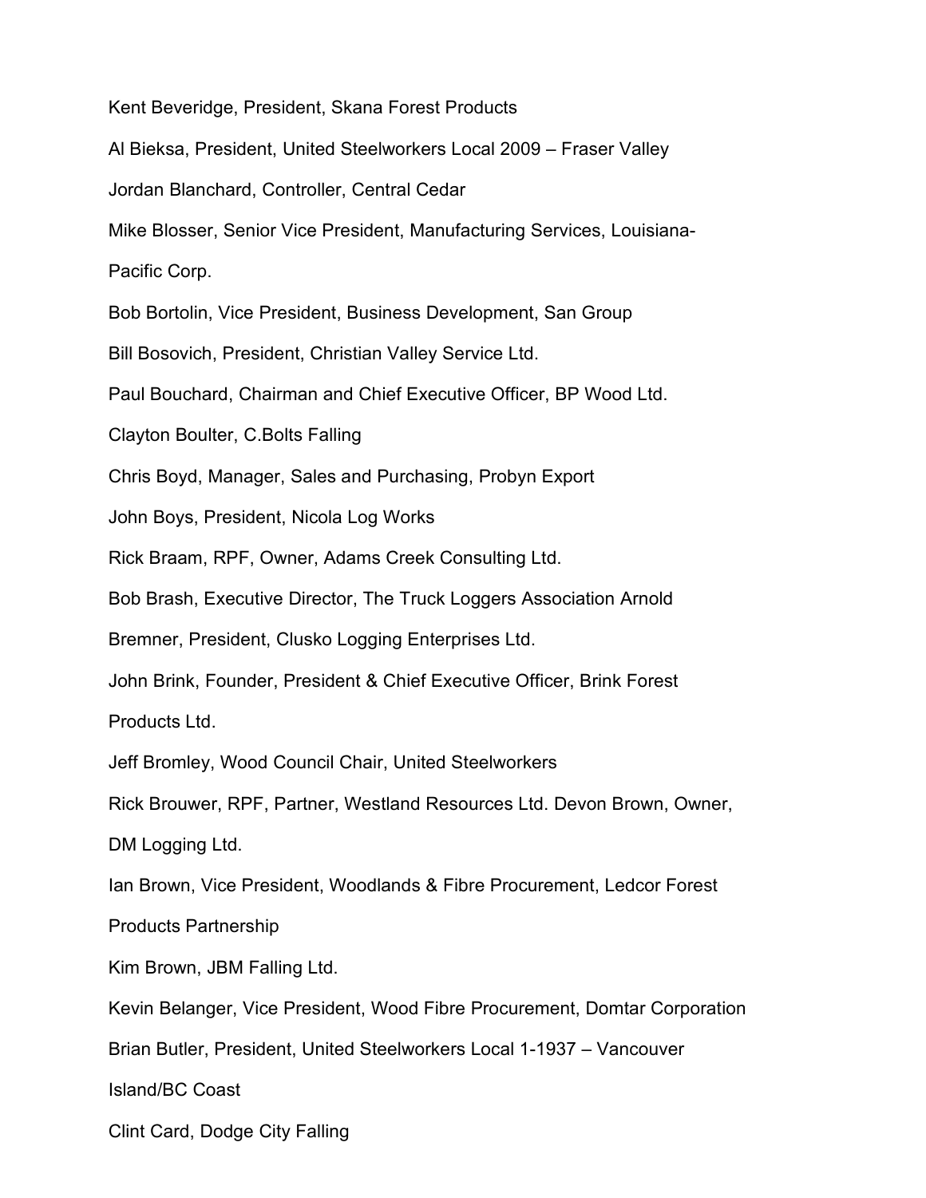Kent Beveridge, President, Skana Forest Products

Al Bieksa, President, United Steelworkers Local 2009 – Fraser Valley

Jordan Blanchard, Controller, Central Cedar

Mike Blosser, Senior Vice President, Manufacturing Services, Louisiana-Pacific Corp.

Bob Bortolin, Vice President, Business Development, San Group

Bill Bosovich, President, Christian Valley Service Ltd.

Paul Bouchard, Chairman and Chief Executive Officer, BP Wood Ltd.

Clayton Boulter, C.Bolts Falling

Chris Boyd, Manager, Sales and Purchasing, Probyn Export

John Boys, President, Nicola Log Works

Rick Braam, RPF, Owner, Adams Creek Consulting Ltd.

Bob Brash, Executive Director, The Truck Loggers Association Arnold Bremner, President, Clusko Logging Enterprises Ltd.

John Brink, Founder, President & Chief Executive Officer, Brink Forest Products Ltd.

Jeff Bromley, Wood Council Chair, United Steelworkers

Rick Brouwer, RPF, Partner, Westland Resources Ltd. Devon Brown, Owner, DM Logging Ltd.

Ian Brown, Vice President, Woodlands & Fibre Procurement, Ledcor Forest Products Partnership

Kim Brown, JBM Falling Ltd.

Kevin Belanger, Vice President, Wood Fibre Procurement, Domtar Corporation

Brian Butler, President, United Steelworkers Local 1-1937 – Vancouver Island/BC Coast

Clint Card, Dodge City Falling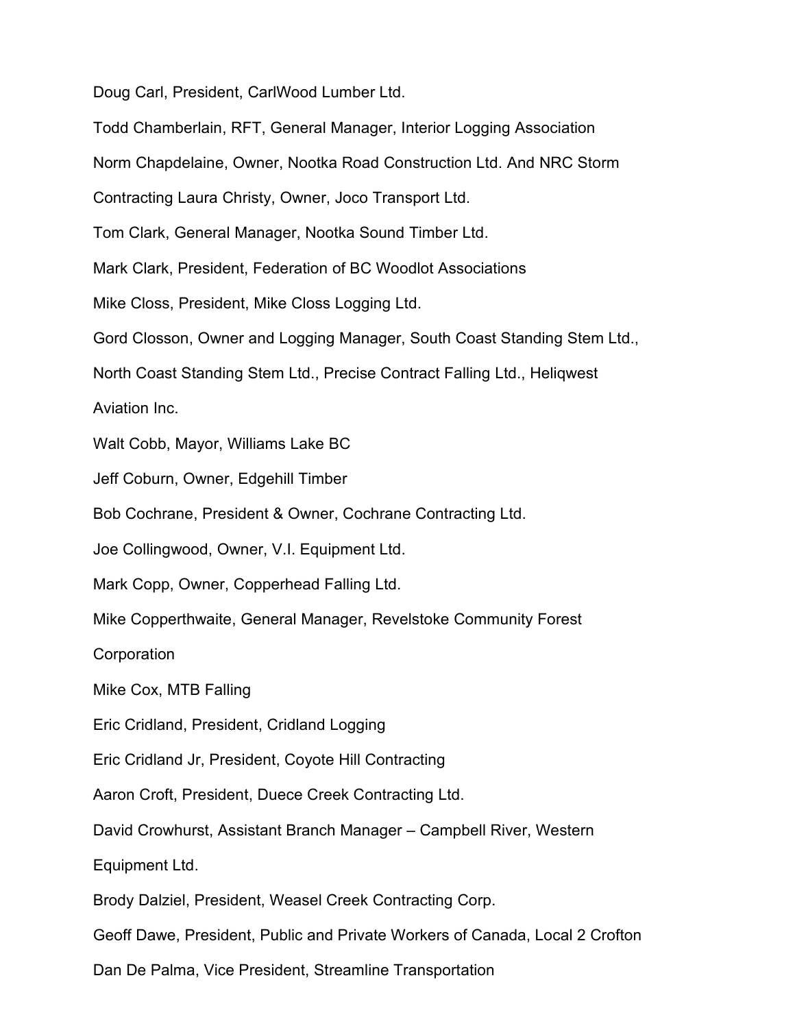Doug Carl, President, CarlWood Lumber Ltd.

Todd Chamberlain, RFT, General Manager, Interior Logging Association

Norm Chapdelaine, Owner, Nootka Road Construction Ltd. And NRC Storm

Contracting Laura Christy, Owner, Joco Transport Ltd.

Tom Clark, General Manager, Nootka Sound Timber Ltd.

Mark Clark, President, Federation of BC Woodlot Associations

Mike Closs, President, Mike Closs Logging Ltd.

Gord Closson, Owner and Logging Manager, South Coast Standing Stem Ltd.,

North Coast Standing Stem Ltd., Precise Contract Falling Ltd., Heliqwest

Aviation Inc.

Walt Cobb, Mayor, Williams Lake BC

Jeff Coburn, Owner, Edgehill Timber

Bob Cochrane, President & Owner, Cochrane Contracting Ltd.

Joe Collingwood, Owner, V.I. Equipment Ltd.

Mark Copp, Owner, Copperhead Falling Ltd.

Mike Copperthwaite, General Manager, Revelstoke Community Forest

Corporation

Mike Cox, MTB Falling

Eric Cridland, President, Cridland Logging

Eric Cridland Jr, President, Coyote Hill Contracting

Aaron Croft, President, Duece Creek Contracting Ltd.

David Crowhurst, Assistant Branch Manager – Campbell River, Western

Equipment Ltd.

Brody Dalziel, President, Weasel Creek Contracting Corp.

Geoff Dawe, President, Public and Private Workers of Canada, Local 2 Crofton

Dan De Palma, Vice President, Streamline Transportation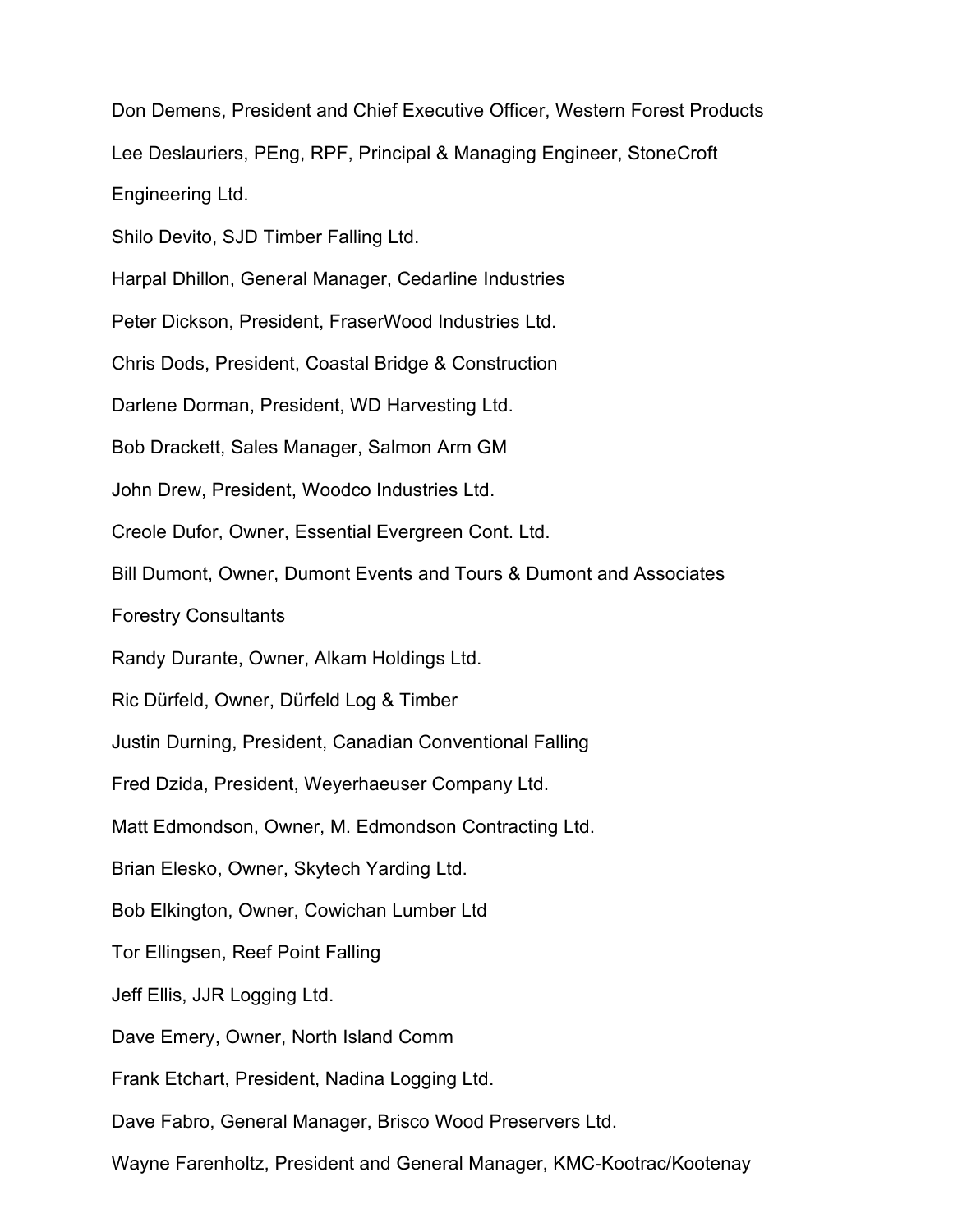Don Demens, President and Chief Executive Officer, Western Forest Products

Lee Deslauriers, PEng, RPF, Principal & Managing Engineer, StoneCroft Engineering Ltd.

Shilo Devito, SJD Timber Falling Ltd.

Harpal Dhillon, General Manager, Cedarline Industries

Peter Dickson, President, FraserWood Industries Ltd.

Chris Dods, President, Coastal Bridge & Construction

Darlene Dorman, President, WD Harvesting Ltd.

Bob Drackett, Sales Manager, Salmon Arm GM

John Drew, President, Woodco Industries Ltd.

Creole Dufor, Owner, Essential Evergreen Cont. Ltd.

Bill Dumont, Owner, Dumont Events and Tours & Dumont and Associates Forestry Consultants

Randy Durante, Owner, Alkam Holdings Ltd.

Ric Dürfeld, Owner, Dürfeld Log & Timber

Justin Durning, President, Canadian Conventional Falling

Fred Dzida, President, Weyerhaeuser Company Ltd.

Matt Edmondson, Owner, M. Edmondson Contracting Ltd.

Brian Elesko, Owner, Skytech Yarding Ltd.

Bob Elkington, Owner, Cowichan Lumber Ltd

Tor Ellingsen, Reef Point Falling

Jeff Ellis, JJR Logging Ltd.

Dave Emery, Owner, North Island Comm

Frank Etchart, President, Nadina Logging Ltd.

Dave Fabro, General Manager, Brisco Wood Preservers Ltd.

Wayne Farenholtz, President and General Manager, KMC-Kootrac/Kootenay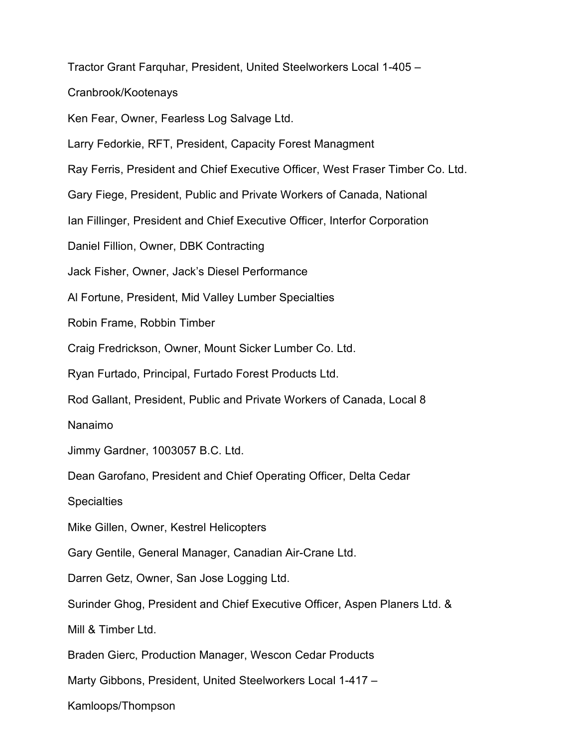Tractor Grant Farquhar, President, United Steelworkers Local 1-405 – Cranbrook/Kootenays

Ken Fear, Owner, Fearless Log Salvage Ltd.

Larry Fedorkie, RFT, President, Capacity Forest Managment

Ray Ferris, President and Chief Executive Officer, West Fraser Timber Co. Ltd.

Gary Fiege, President, Public and Private Workers of Canada, National

Ian Fillinger, President and Chief Executive Officer, Interfor Corporation

Daniel Fillion, Owner, DBK Contracting

Jack Fisher, Owner, Jack's Diesel Performance

Al Fortune, President, Mid Valley Lumber Specialties

Robin Frame, Robbin Timber

Craig Fredrickson, Owner, Mount Sicker Lumber Co. Ltd.

Ryan Furtado, Principal, Furtado Forest Products Ltd.

Rod Gallant, President, Public and Private Workers of Canada, Local 8 Nanaimo

Jimmy Gardner, 1003057 B.C. Ltd.

Dean Garofano, President and Chief Operating Officer, Delta Cedar Specialties

Mike Gillen, Owner, Kestrel Helicopters

Gary Gentile, General Manager, Canadian Air-Crane Ltd.

Darren Getz, Owner, San Jose Logging Ltd.

Surinder Ghog, President and Chief Executive Officer, Aspen Planers Ltd. & Mill & Timber Ltd.

Braden Gierc, Production Manager, Wescon Cedar Products

Marty Gibbons, President, United Steelworkers Local 1-417 – Kamloops/Thompson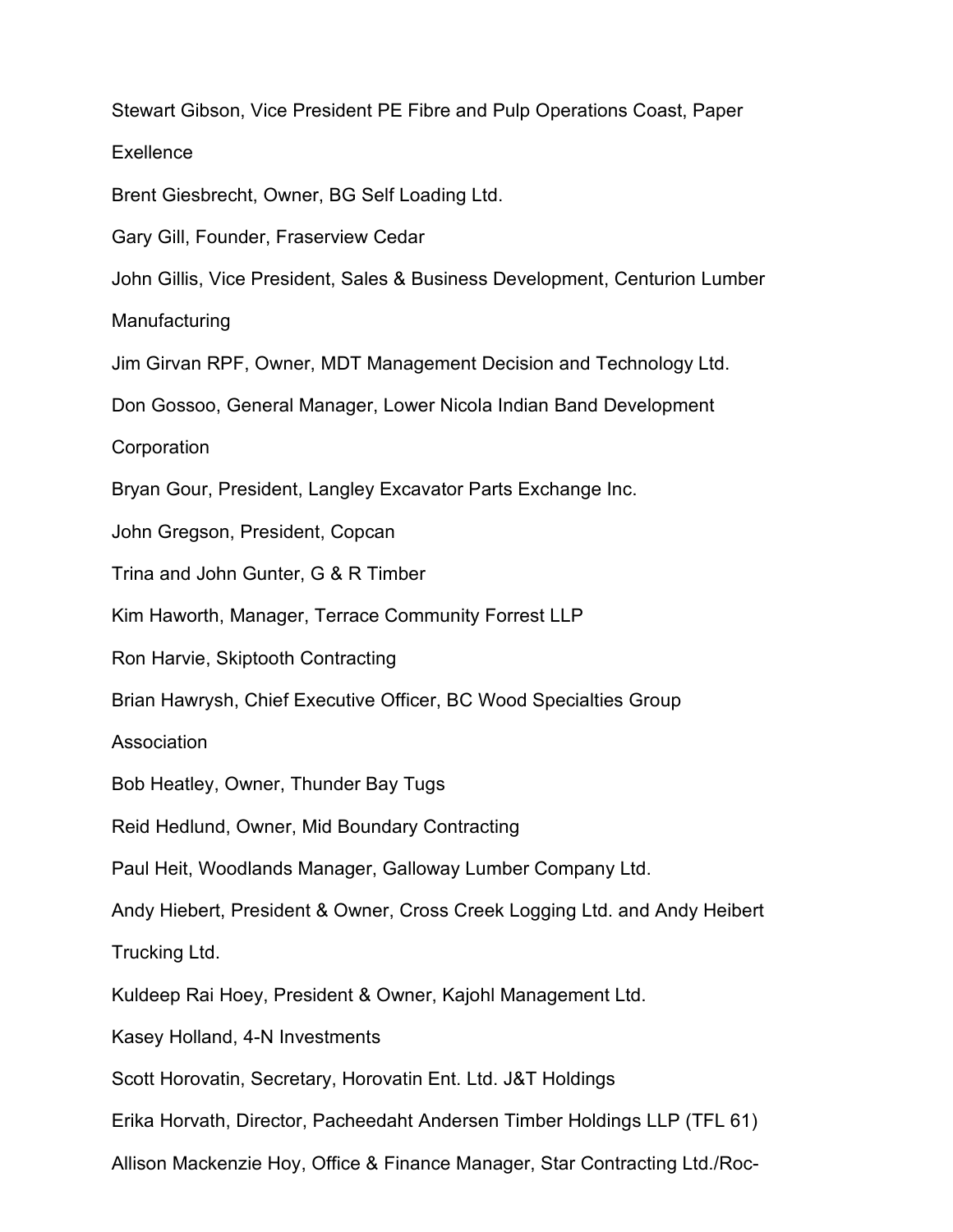Stewart Gibson, Vice President PE Fibre and Pulp Operations Coast, Paper Exellence

Brent Giesbrecht, Owner, BG Self Loading Ltd.

Gary Gill, Founder, Fraserview Cedar

John Gillis, Vice President, Sales & Business Development, Centurion Lumber Manufacturing

Jim Girvan RPF, Owner, MDT Management Decision and Technology Ltd.

Don Gossoo, General Manager, Lower Nicola Indian Band Development Corporation

Bryan Gour, President, Langley Excavator Parts Exchange Inc.

John Gregson, President, Copcan

Trina and John Gunter, G & R Timber

Kim Haworth, Manager, Terrace Community Forrest LLP

Ron Harvie, Skiptooth Contracting

Brian Hawrysh, Chief Executive Officer, BC Wood Specialties Group Association

Bob Heatley, Owner, Thunder Bay Tugs

Reid Hedlund, Owner, Mid Boundary Contracting

Paul Heit, Woodlands Manager, Galloway Lumber Company Ltd.

Andy Hiebert, President & Owner, Cross Creek Logging Ltd. and Andy Heibert Trucking Ltd.

Kuldeep Rai Hoey, President & Owner, Kajohl Management Ltd.

Kasey Holland, 4-N Investments

Scott Horovatin, Secretary, Horovatin Ent. Ltd. J&T Holdings

Erika Horvath, Director, Pacheedaht Andersen Timber Holdings LLP (TFL 61)

Allison Mackenzie Hoy, Office & Finance Manager, Star Contracting Ltd./Roc-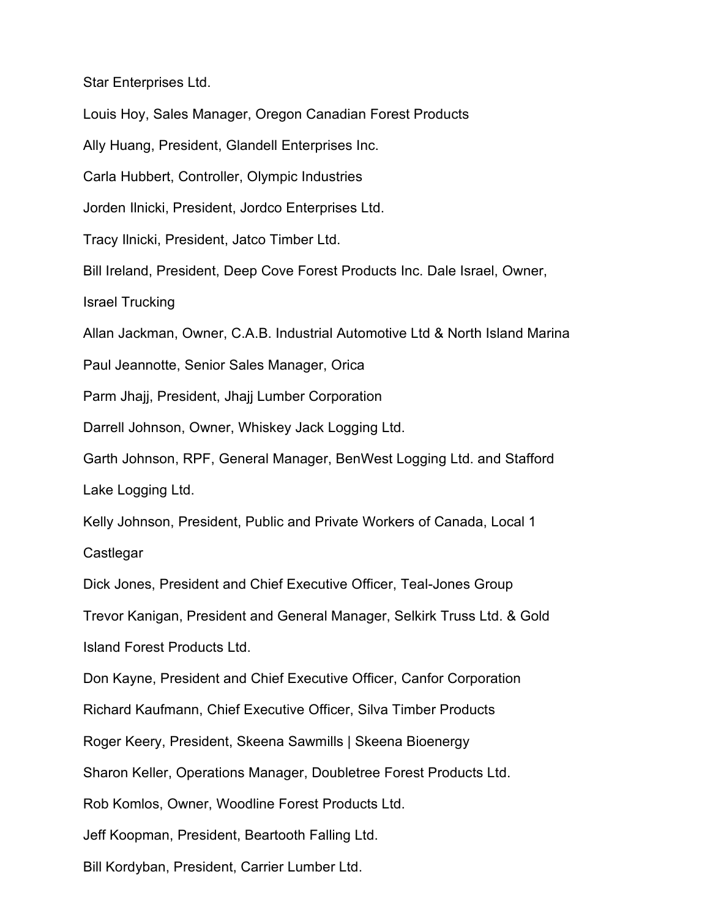Star Enterprises Ltd.

Louis Hoy, Sales Manager, Oregon Canadian Forest Products

Ally Huang, President, Glandell Enterprises Inc.

Carla Hubbert, Controller, Olympic Industries

Jorden Ilnicki, President, Jordco Enterprises Ltd.

Tracy Ilnicki, President, Jatco Timber Ltd.

Bill Ireland, President, Deep Cove Forest Products Inc. Dale Israel, Owner, Israel Trucking

Allan Jackman, Owner, C.A.B. Industrial Automotive Ltd & North Island Marina

Paul Jeannotte, Senior Sales Manager, Orica

Parm Jhajj, President, Jhajj Lumber Corporation

Darrell Johnson, Owner, Whiskey Jack Logging Ltd.

Garth Johnson, RPF, General Manager, BenWest Logging Ltd. and Stafford Lake Logging Ltd.

Kelly Johnson, President, Public and Private Workers of Canada, Local 1 Castlegar

Dick Jones, President and Chief Executive Officer, Teal-Jones Group

Trevor Kanigan, President and General Manager, Selkirk Truss Ltd. & Gold Island Forest Products Ltd.

Don Kayne, President and Chief Executive Officer, Canfor Corporation

Richard Kaufmann, Chief Executive Officer, Silva Timber Products

Roger Keery, President, Skeena Sawmills | Skeena Bioenergy

Sharon Keller, Operations Manager, Doubletree Forest Products Ltd.

Rob Komlos, Owner, Woodline Forest Products Ltd.

Jeff Koopman, President, Beartooth Falling Ltd.

Bill Kordyban, President, Carrier Lumber Ltd.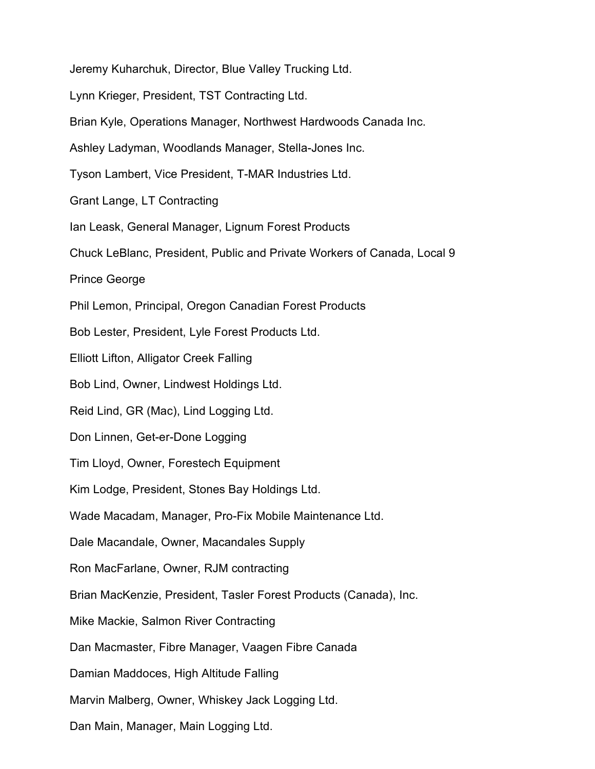Jeremy Kuharchuk, Director, Blue Valley Trucking Ltd.

Lynn Krieger, President, TST Contracting Ltd.

Brian Kyle, Operations Manager, Northwest Hardwoods Canada Inc.

Ashley Ladyman, Woodlands Manager, Stella-Jones Inc.

Tyson Lambert, Vice President, T-MAR Industries Ltd.

Grant Lange, LT Contracting

Ian Leask, General Manager, Lignum Forest Products

Chuck LeBlanc, President, Public and Private Workers of Canada, Local 9

Prince George

Phil Lemon, Principal, Oregon Canadian Forest Products

Bob Lester, President, Lyle Forest Products Ltd.

Elliott Lifton, Alligator Creek Falling

Bob Lind, Owner, Lindwest Holdings Ltd.

Reid Lind, GR (Mac), Lind Logging Ltd.

Don Linnen, Get-er-Done Logging

Tim Lloyd, Owner, Forestech Equipment

Kim Lodge, President, Stones Bay Holdings Ltd.

Wade Macadam, Manager, Pro-Fix Mobile Maintenance Ltd.

Dale Macandale, Owner, Macandales Supply

Ron MacFarlane, Owner, RJM contracting

Brian MacKenzie, President, Tasler Forest Products (Canada), Inc.

Mike Mackie, Salmon River Contracting

Dan Macmaster, Fibre Manager, Vaagen Fibre Canada

Damian Maddoces, High Altitude Falling

Marvin Malberg, Owner, Whiskey Jack Logging Ltd.

Dan Main, Manager, Main Logging Ltd.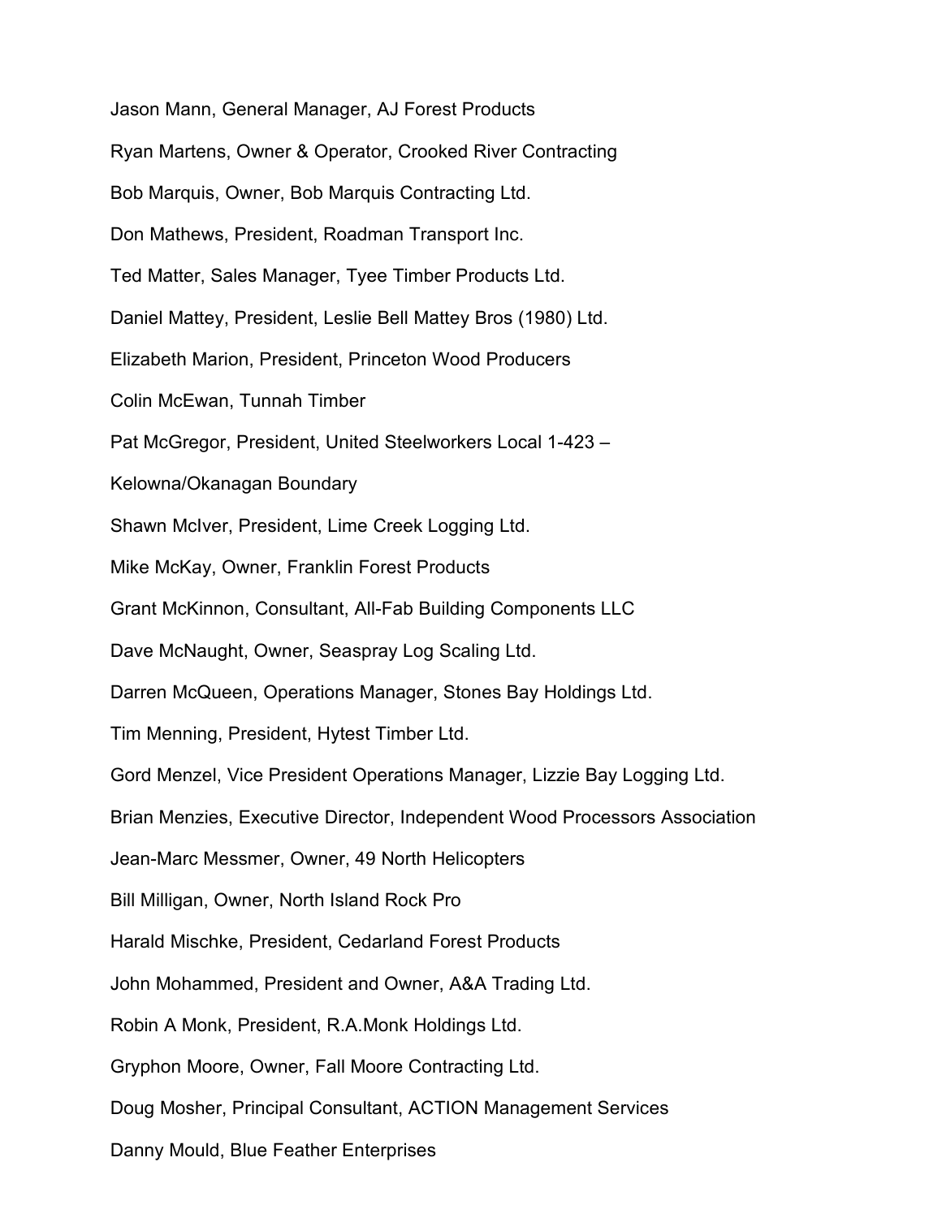Jason Mann, General Manager, AJ Forest Products

Ryan Martens, Owner & Operator, Crooked River Contracting

Bob Marquis, Owner, Bob Marquis Contracting Ltd.

Don Mathews, President, Roadman Transport Inc.

Ted Matter, Sales Manager, Tyee Timber Products Ltd.

Daniel Mattey, President, Leslie Bell Mattey Bros (1980) Ltd.

Elizabeth Marion, President, Princeton Wood Producers

Colin McEwan, Tunnah Timber

Pat McGregor, President, United Steelworkers Local 1-423 –

Kelowna/Okanagan Boundary

Shawn McIver, President, Lime Creek Logging Ltd.

Mike McKay, Owner, Franklin Forest Products

Grant McKinnon, Consultant, All-Fab Building Components LLC

Dave McNaught, Owner, Seaspray Log Scaling Ltd.

Darren McQueen, Operations Manager, Stones Bay Holdings Ltd.

Tim Menning, President, Hytest Timber Ltd.

Gord Menzel, Vice President Operations Manager, Lizzie Bay Logging Ltd.

Brian Menzies, Executive Director, Independent Wood Processors Association

Jean-Marc Messmer, Owner, 49 North Helicopters

Bill Milligan, Owner, North Island Rock Pro

Harald Mischke, President, Cedarland Forest Products

John Mohammed, President and Owner, A&A Trading Ltd.

Robin A Monk, President, R.A.Monk Holdings Ltd.

Gryphon Moore, Owner, Fall Moore Contracting Ltd.

Doug Mosher, Principal Consultant, ACTION Management Services

Danny Mould, Blue Feather Enterprises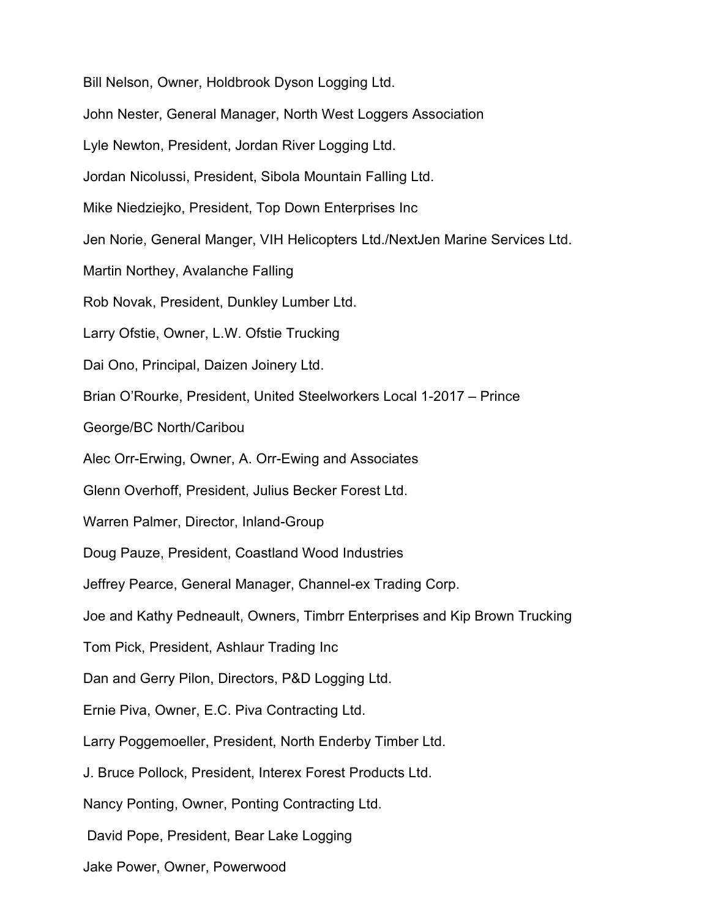Bill Nelson, Owner, Holdbrook Dyson Logging Ltd.

John Nester, General Manager, North West Loggers Association

Lyle Newton, President, Jordan River Logging Ltd.

Jordan Nicolussi, President, Sibola Mountain Falling Ltd.

Mike Niedziejko, President, Top Down Enterprises Inc

Jen Norie, General Manger, VIH Helicopters Ltd./NextJen Marine Services Ltd.

Martin Northey, Avalanche Falling

Rob Novak, President, Dunkley Lumber Ltd.

Larry Ofstie, Owner, L.W. Ofstie Trucking

Dai Ono, Principal, Daizen Joinery Ltd.

Brian O'Rourke, President, United Steelworkers Local 1-2017 – Prince George/BC North/Caribou

Alec Orr-Erwing, Owner, A. Orr-Ewing and Associates

Glenn Overhoff, President, Julius Becker Forest Ltd.

Warren Palmer, Director, Inland-Group

Doug Pauze, President, Coastland Wood Industries

Jeffrey Pearce, General Manager, Channel-ex Trading Corp.

Joe and Kathy Pedneault, Owners, Timbrr Enterprises and Kip Brown Trucking

Tom Pick, President, Ashlaur Trading Inc

Dan and Gerry Pilon, Directors, P&D Logging Ltd.

Ernie Piva, Owner, E.C. Piva Contracting Ltd.

Larry Poggemoeller, President, North Enderby Timber Ltd.

J. Bruce Pollock, President, Interex Forest Products Ltd.

Nancy Ponting, Owner, Ponting Contracting Ltd.

David Pope, President, Bear Lake Logging

Jake Power, Owner, Powerwood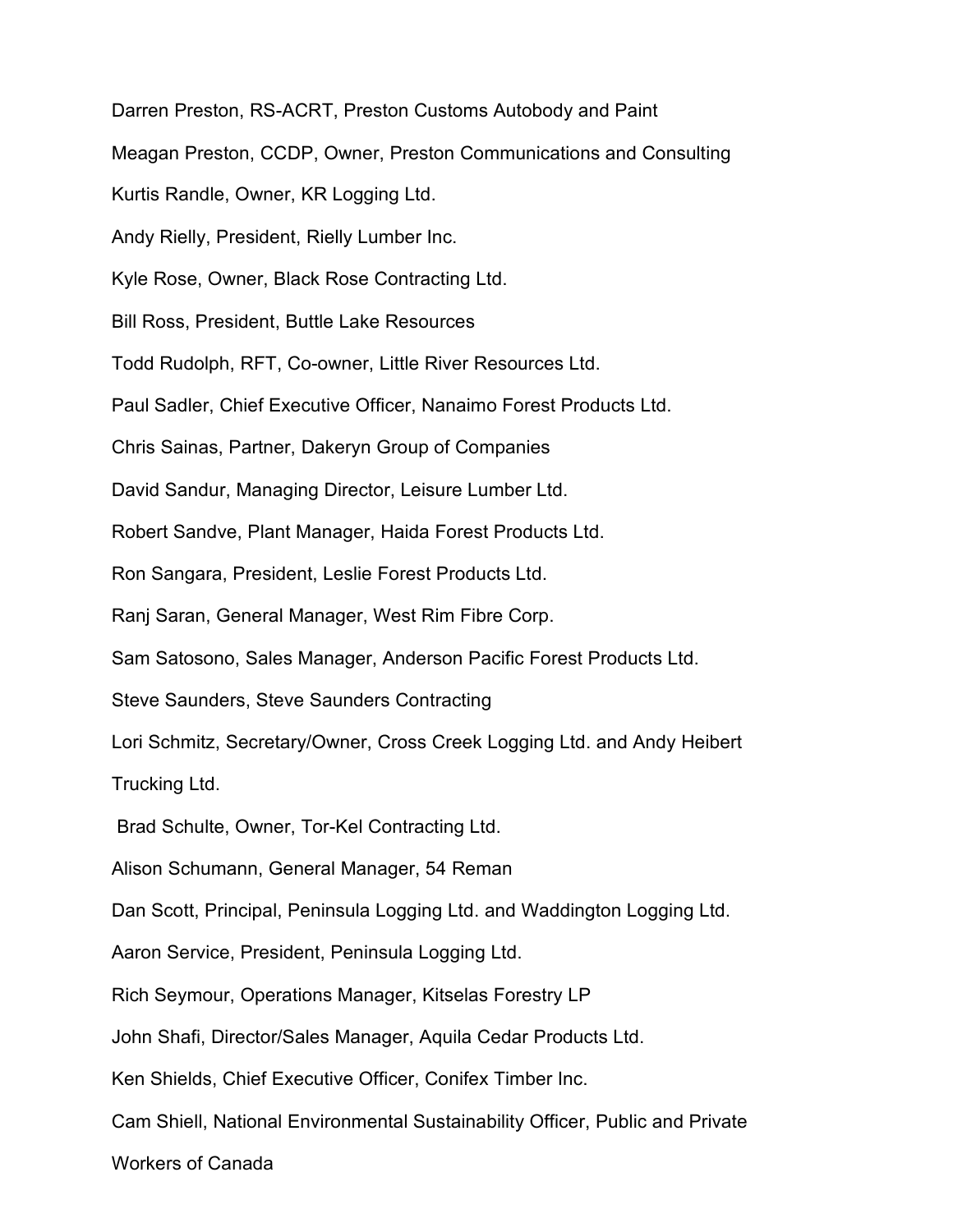Darren Preston, RS-ACRT, Preston Customs Autobody and Paint

Meagan Preston, CCDP, Owner, Preston Communications and Consulting

Kurtis Randle, Owner, KR Logging Ltd.

Andy Rielly, President, Rielly Lumber Inc.

Kyle Rose, Owner, Black Rose Contracting Ltd.

Bill Ross, President, Buttle Lake Resources

Todd Rudolph, RFT, Co-owner, Little River Resources Ltd.

Paul Sadler, Chief Executive Officer, Nanaimo Forest Products Ltd.

Chris Sainas, Partner, Dakeryn Group of Companies

David Sandur, Managing Director, Leisure Lumber Ltd.

Robert Sandve, Plant Manager, Haida Forest Products Ltd.

Ron Sangara, President, Leslie Forest Products Ltd.

Ranj Saran, General Manager, West Rim Fibre Corp.

Sam Satosono, Sales Manager, Anderson Pacific Forest Products Ltd.

Steve Saunders, Steve Saunders Contracting

Lori Schmitz, Secretary/Owner, Cross Creek Logging Ltd. and Andy Heibert Trucking Ltd.

Brad Schulte, Owner, Tor-Kel Contracting Ltd.

Alison Schumann, General Manager, 54 Reman

Dan Scott, Principal, Peninsula Logging Ltd. and Waddington Logging Ltd.

Aaron Service, President, Peninsula Logging Ltd.

Rich Seymour, Operations Manager, Kitselas Forestry LP

John Shafi, Director/Sales Manager, Aquila Cedar Products Ltd.

Ken Shields, Chief Executive Officer, Conifex Timber Inc.

Cam Shiell, National Environmental Sustainability Officer, Public and Private Workers of Canada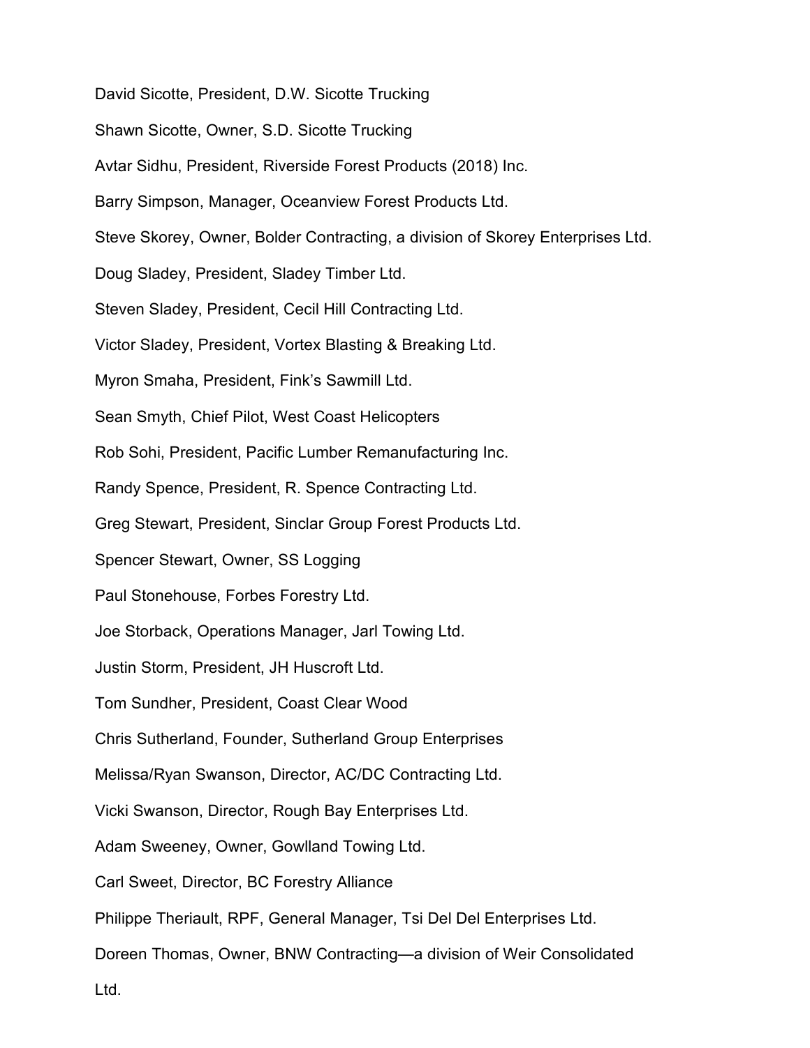David Sicotte, President, D.W. Sicotte Trucking

Shawn Sicotte, Owner, S.D. Sicotte Trucking

Avtar Sidhu, President, Riverside Forest Products (2018) Inc.

Barry Simpson, Manager, Oceanview Forest Products Ltd.

Steve Skorey, Owner, Bolder Contracting, a division of Skorey Enterprises Ltd.

Doug Sladey, President, Sladey Timber Ltd.

Steven Sladey, President, Cecil Hill Contracting Ltd.

Victor Sladey, President, Vortex Blasting & Breaking Ltd.

Myron Smaha, President, Fink's Sawmill Ltd.

Sean Smyth, Chief Pilot, West Coast Helicopters

Rob Sohi, President, Pacific Lumber Remanufacturing Inc.

Randy Spence, President, R. Spence Contracting Ltd.

Greg Stewart, President, Sinclar Group Forest Products Ltd.

Spencer Stewart, Owner, SS Logging

Paul Stonehouse, Forbes Forestry Ltd.

Joe Storback, Operations Manager, Jarl Towing Ltd.

Justin Storm, President, JH Huscroft Ltd.

Tom Sundher, President, Coast Clear Wood

Chris Sutherland, Founder, Sutherland Group Enterprises

Melissa/Ryan Swanson, Director, AC/DC Contracting Ltd.

Vicki Swanson, Director, Rough Bay Enterprises Ltd.

Adam Sweeney, Owner, Gowlland Towing Ltd.

Carl Sweet, Director, BC Forestry Alliance

Philippe Theriault, RPF, General Manager, Tsi Del Del Enterprises Ltd.

Doreen Thomas, Owner, BNW Contracting—a division of Weir Consolidated Ltd.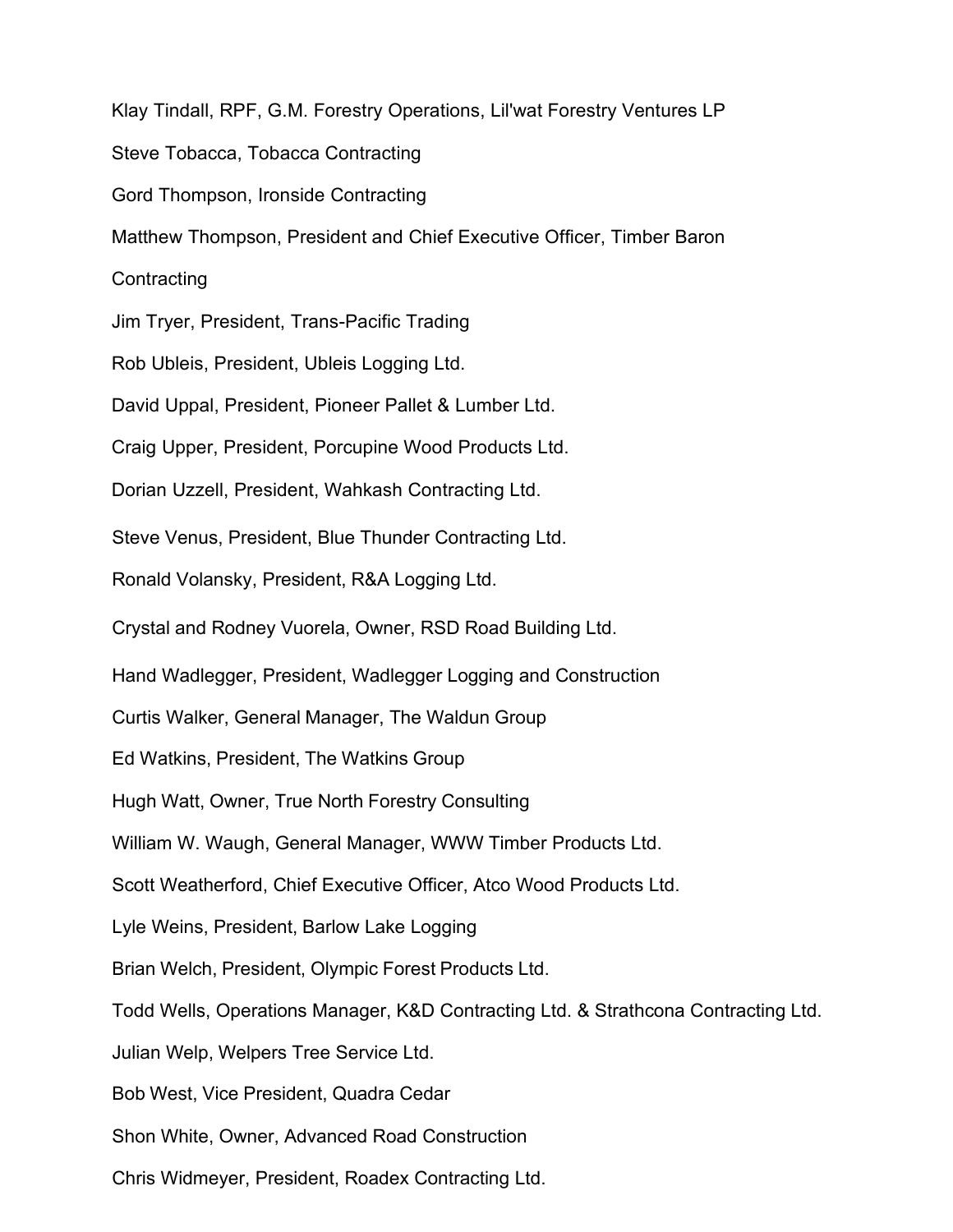Klay Tindall, RPF, G.M. Forestry Operations, Lil'wat Forestry Ventures LP

Steve Tobacca, Tobacca Contracting

Gord Thompson, Ironside Contracting

Matthew Thompson, President and Chief Executive Officer, Timber Baron Contracting

Jim Tryer, President, Trans-Pacific Trading

Rob Ubleis, President, Ubleis Logging Ltd.

David Uppal, President, Pioneer Pallet & Lumber Ltd.

Craig Upper, President, Porcupine Wood Products Ltd.

Dorian Uzzell, President, Wahkash Contracting Ltd.

Steve Venus, President, Blue Thunder Contracting Ltd.

Ronald Volansky, President, R&A Logging Ltd.

Crystal and Rodney Vuorela, Owner, RSD Road Building Ltd.

Hand Wadlegger, President, Wadlegger Logging and Construction

Curtis Walker, General Manager, The Waldun Group

Ed Watkins, President, The Watkins Group

Hugh Watt, Owner, True North Forestry Consulting

William W. Waugh, General Manager, WWW Timber Products Ltd.

Scott Weatherford, Chief Executive Officer, Atco Wood Products Ltd.

Lyle Weins, President, Barlow Lake Logging

Brian Welch, President, Olympic Forest Products Ltd.

Todd Wells, Operations Manager, K&D Contracting Ltd. & Strathcona Contracting Ltd.

Julian Welp, Welpers Tree Service Ltd.

Bob West, Vice President, Quadra Cedar

Shon White, Owner, Advanced Road Construction

Chris Widmeyer, President, Roadex Contracting Ltd.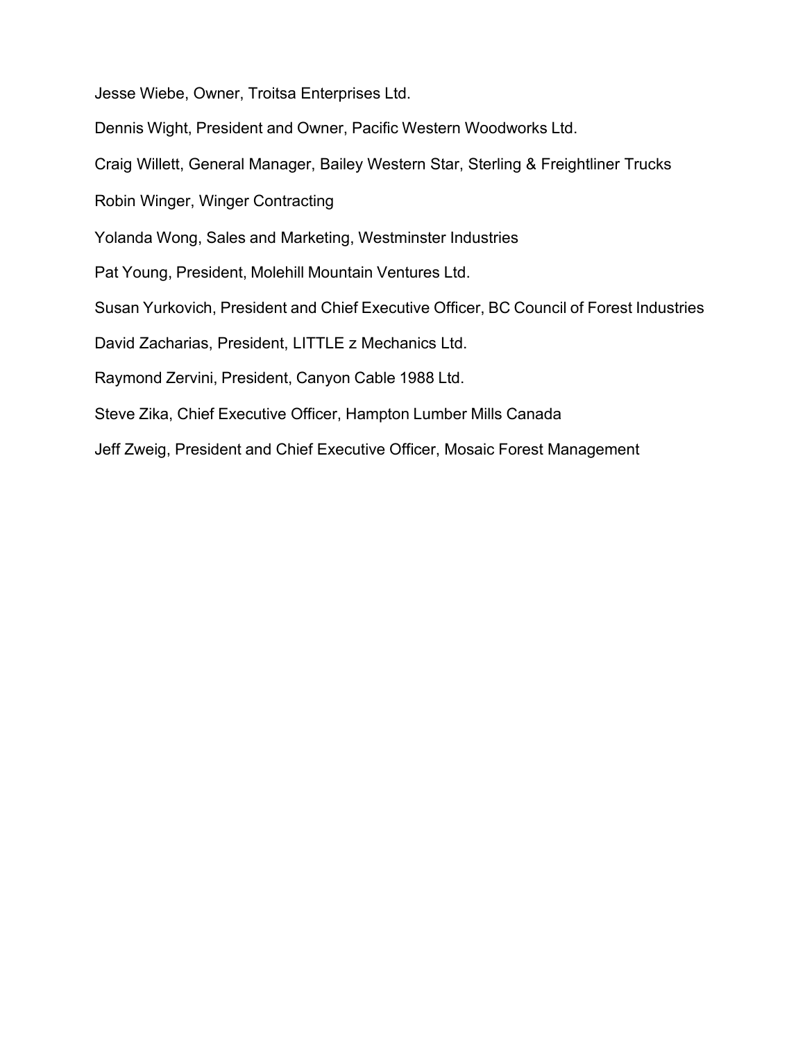Jesse Wiebe, Owner, Troitsa Enterprises Ltd.

Dennis Wight, President and Owner, Pacific Western Woodworks Ltd.

Craig Willett, General Manager, Bailey Western Star, Sterling & Freightliner Trucks

Robin Winger, Winger Contracting

Yolanda Wong, Sales and Marketing, Westminster Industries

Pat Young, President, Molehill Mountain Ventures Ltd.

Susan Yurkovich, President and Chief Executive Officer, BC Council of Forest Industries

David Zacharias, President, LITTLE z Mechanics Ltd.

Raymond Zervini, President, Canyon Cable 1988 Ltd.

Steve Zika, Chief Executive Officer, Hampton Lumber Mills Canada

Jeff Zweig, President and Chief Executive Officer, Mosaic Forest Management